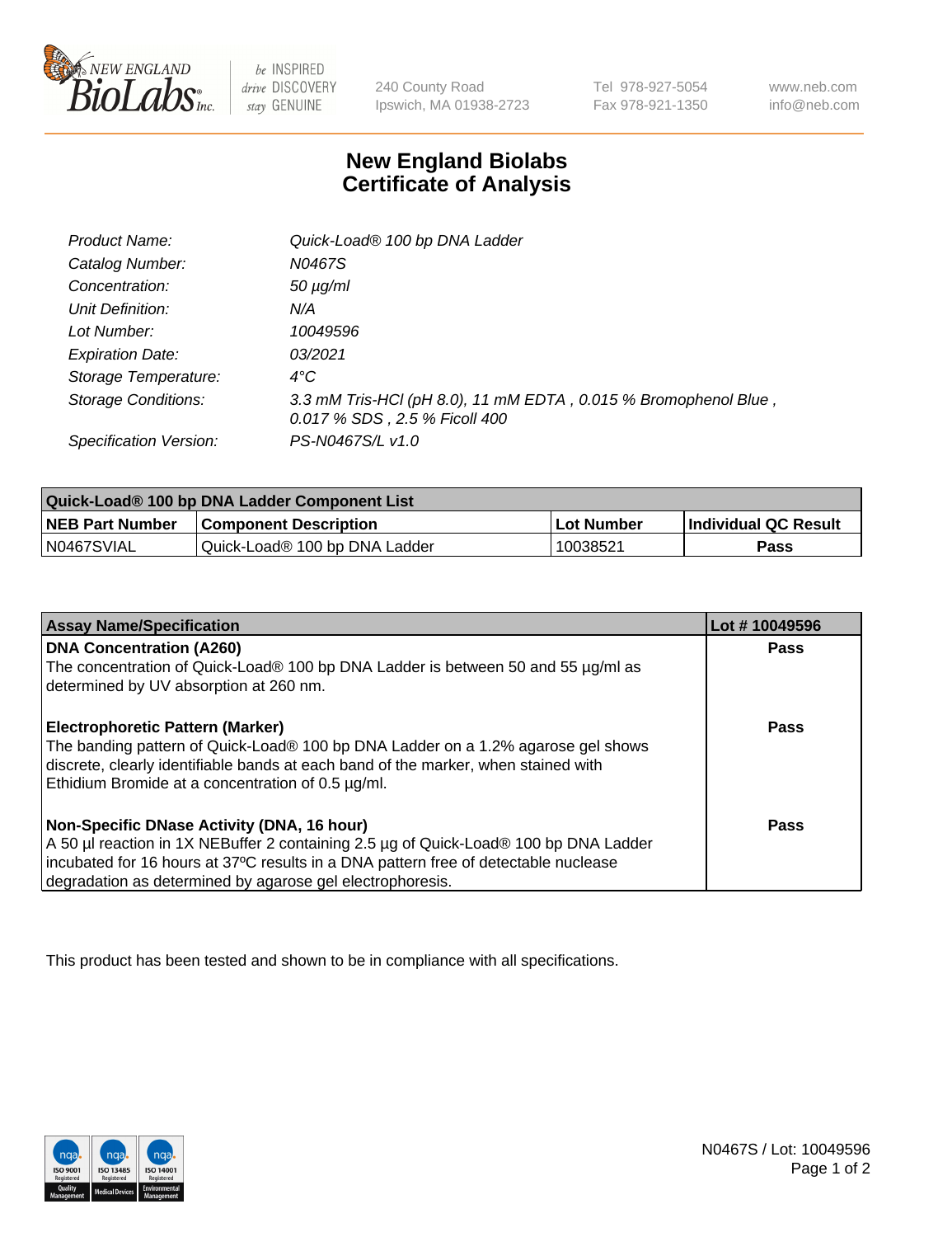240 County Road
Ipswich, MA 01938-2723

Tel 978-927-5054
Fax 978-921-1350

www.neb.com
info@neb.com

# New England Biolabs
# Certificate of Analysis

| | |
|---|---|
| *Product Name:* | *Quick-Load® 100 bp DNA Ladder* |
| *Catalog Number:* | *N0467S* |
| *Concentration:* | *50 µg/ml* |
| *Unit Definition:* | *N/A* |
| *Lot Number:* | *10049596* |
| *Expiration Date:* | *03/2021* |
| *Storage Temperature:* | *4°C* |
| *Storage Conditions:* | *3.3 mM Tris-HCl (pH 8.0), 11 mM EDTA , 0.015 % Bromophenol Blue , 0.017 % SDS , 2.5 % Ficoll 400* |
| *Specification Version:* | *PS-N0467S/L v1.0* |

| Quick-Load® 100 bp DNA Ladder Component List | | | |
|---|---|---|---|
| **NEB Part Number** | **Component Description** | **Lot Number** | **Individual QC Result** |
| N0467SVIAL | Quick-Load® 100 bp DNA Ladder | 10038521 | **Pass** |

| Assay Name/Specification | Lot # 10049596 |
|---|---|
| **DNA Concentration (A260)**<br>The concentration of Quick-Load® 100 bp DNA Ladder is between 50 and 55 µg/ml as determined by UV absorption at 260 nm. | **Pass** |
| **Electrophoretic Pattern (Marker)**<br>The banding pattern of Quick-Load® 100 bp DNA Ladder on a 1.2% agarose gel shows discrete, clearly identifiable bands at each band of the marker, when stained with Ethidium Bromide at a concentration of 0.5 µg/ml. | **Pass** |
| **Non-Specific DNase Activity (DNA, 16 hour)**<br>A 50 µl reaction in 1X NEBuffer 2 containing 2.5 µg of Quick-Load® 100 bp DNA Ladder incubated for 16 hours at 37ºC results in a DNA pattern free of detectable nuclease degradation as determined by agarose gel electrophoresis. | **Pass** |

This product has been tested and shown to be in compliance with all specifications.

N0467S / Lot: 10049596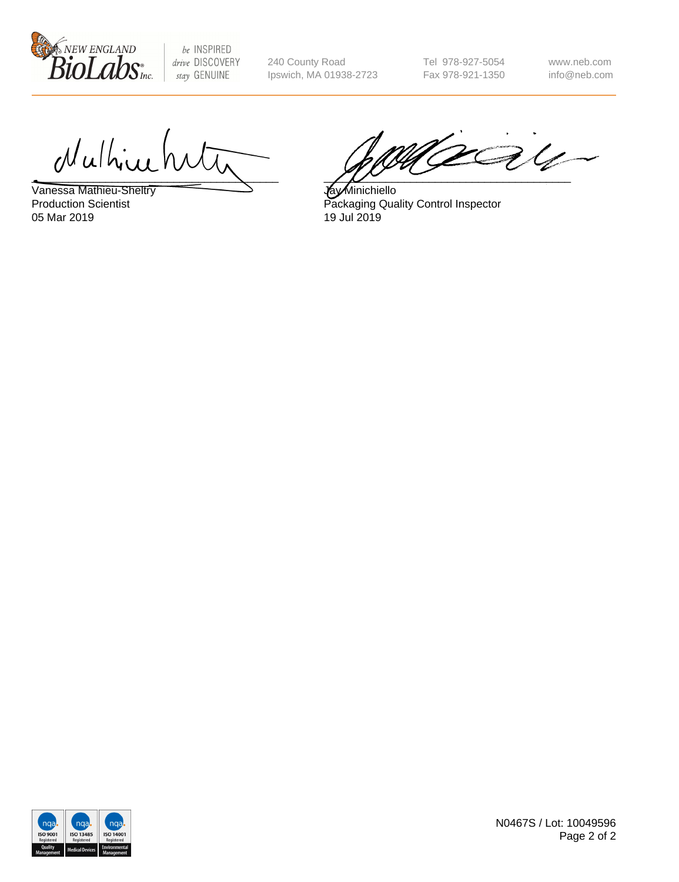NEW ENGLAND BioLabs® Inc. | be INSPIRED drive DISCOVERY stay GENUINE | 240 County Road Ipswich, MA 01938-2723 | Tel 978-927-5054 Fax 978-921-1350 | www.neb.com info@neb.com

Vanessa Mathieu-Sheltry
Production Scientist
05 Mar 2019

Jay Minichiello
Packaging Quality Control Inspector
19 Jul 2019

nqa ISO 9001 Registered Quality Management | nqa ISO 13485 Registered Medical Devices | nqa ISO 14001 Registered Environmental Management

N0467S / Lot: 10049596